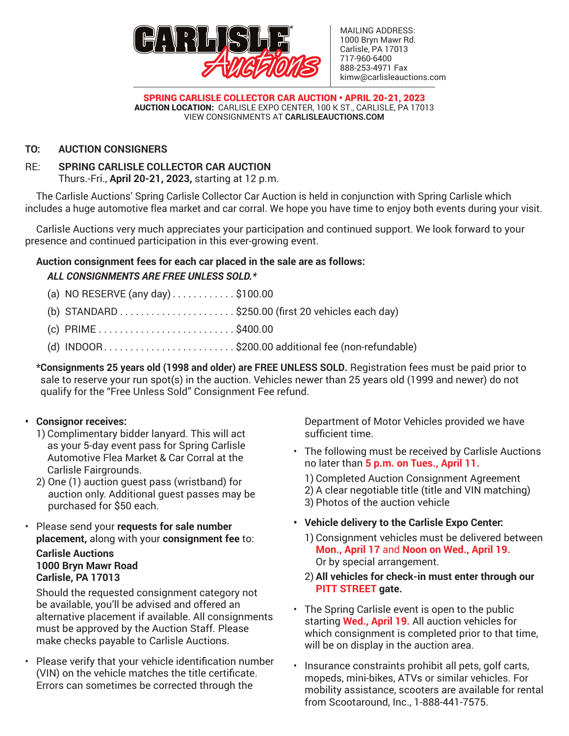**CARLISLE® Auctions**

MAILING ADDRESS:
1000 Bryn Mawr Rd.
Carlisle, PA 17013
717-960-6400
888-253-4971 Fax
kimw@carlisleauctions.com

**SPRING CARLISLE COLLECTOR CAR AUCTION • APRIL 20-21, 2023**
**AUCTION LOCATION:** CARLISLE EXPO CENTER, 100 K ST., CARLISLE, PA 17013
VIEW CONSIGNMENTS AT **CARLISLEAUCTIONS.COM**

**TO:** **AUCTION CONSIGNERS**

RE: **SPRING CARLISLE COLLECTOR CAR AUCTION**
Thurs.-Fri., **April 20-21, 2023,** starting at 12 p.m.

The Carlisle Auctions' Spring Carlisle Collector Car Auction is held in conjunction with Spring Carlisle which includes a huge automotive flea market and car corral. We hope you have time to enjoy both events during your visit.

Carlisle Auctions very much appreciates your participation and continued support. We look forward to your presence and continued participation in this ever-growing event.

**Auction consignment fees for each car placed in the sale are as follows:**

***ALL CONSIGNMENTS ARE FREE UNLESS SOLD.****

(a) NO RESERVE (any day) . . . . . . . . . . . . $100.00

(b) STANDARD . . . . . . . . . . . . . . . . . . . . . . $250.00 (first 20 vehicles each day)

(c) PRIME . . . . . . . . . . . . . . . . . . . . . . . . . . $400.00

(d) INDOOR . . . . . . . . . . . . . . . . . . . . . . . . . $200.00 additional fee (non-refundable)

**\*Consignments 25 years old (1998 and older) are FREE UNLESS SOLD.** Registration fees must be paid prior to sale to reserve your run spot(s) in the auction. Vehicles newer than 25 years old (1999 and newer) do not qualify for the "Free Unless Sold" Consignment Fee refund.

- **Consignor receives:**
  1) Complimentary bidder lanyard. This will act as your 5-day event pass for Spring Carlisle Automotive Flea Market & Car Corral at the Carlisle Fairgrounds.
  2) One (1) auction guest pass (wristband) for auction only. Additional guest passes may be purchased for $50 each.

- Please send your **requests for sale number placement,** along with your **consignment fee** to:

  **Carlisle Auctions**
  **1000 Bryn Mawr Road**
  **Carlisle, PA 17013**

  Should the requested consignment category not be available, you'll be advised and offered an alternative placement if available. All consignments must be approved by the Auction Staff. Please make checks payable to Carlisle Auctions.

- Please verify that your vehicle identification number (VIN) on the vehicle matches the title certificate. Errors can sometimes be corrected through the Department of Motor Vehicles provided we have sufficient time.

- The following must be received by Carlisle Auctions no later than **5 p.m. on Tues., April 11.**
  1) Completed Auction Consignment Agreement
  2) A clear negotiable title (title and VIN matching)
  3) Photos of the auction vehicle

- **Vehicle delivery to the Carlisle Expo Center:**
  1) Consignment vehicles must be delivered between **Mon., April 17** and **Noon on Wed., April 19.** Or by special arrangement.
  2) **All vehicles for check-in must enter through our PITT STREET gate.**

- The Spring Carlisle event is open to the public starting **Wed., April 19.** All auction vehicles for which consignment is completed prior to that time, will be on display in the auction area.

- Insurance constraints prohibit all pets, golf carts, mopeds, mini-bikes, ATVs or similar vehicles. For mobility assistance, scooters are available for rental from Scootaround, Inc., 1-888-441-7575.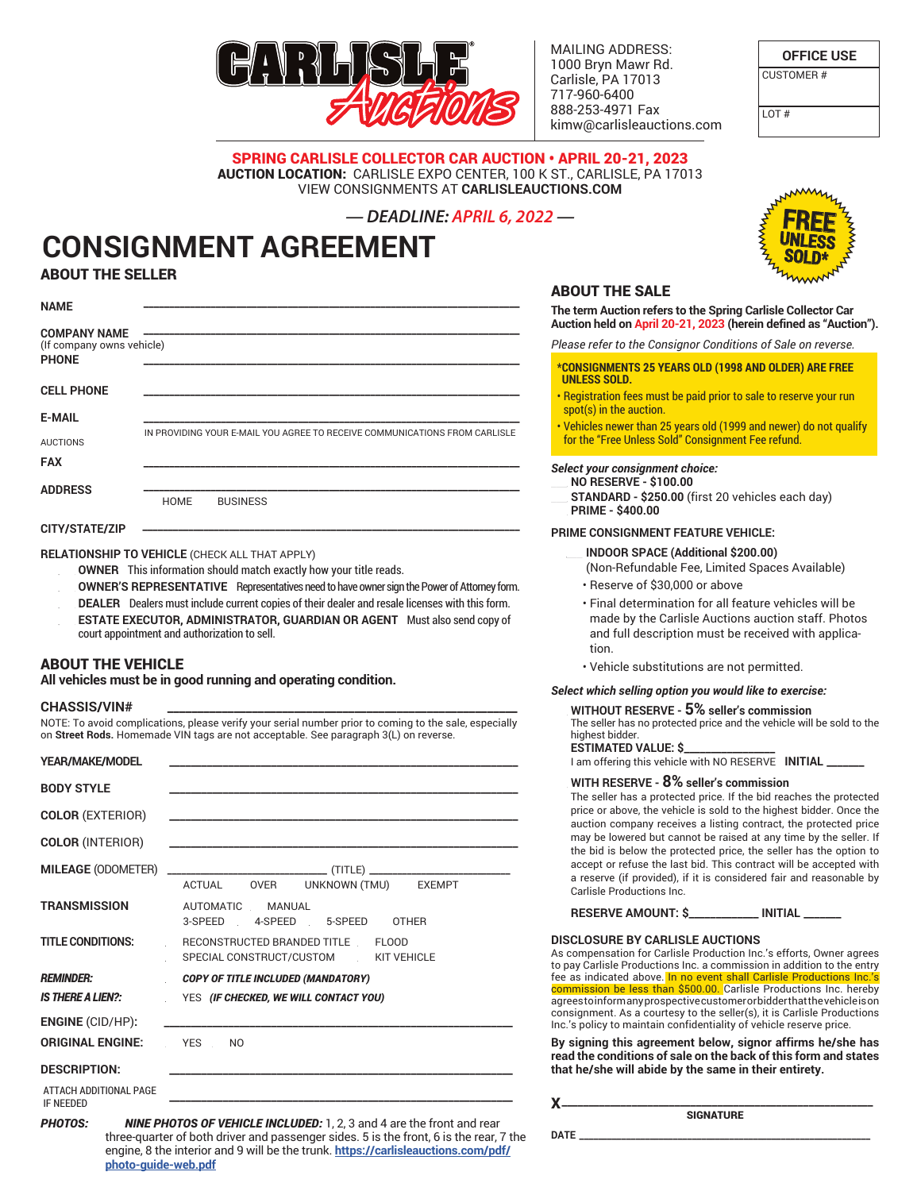CARLISLE® Auctions

MAILING ADDRESS:
1000 Bryn Mawr Rd.
Carlisle, PA 17013
717-960-6400
888-253-4971 Fax
kimw@carlisleauctions.com

| OFFICE USE |
| --- |
| CUSTOMER # |
| LOT # |

**SPRING CARLISLE COLLECTOR CAR AUCTION • APRIL 20-21, 2023**
**AUCTION LOCATION:** CARLISLE EXPO CENTER, 100 K ST., CARLISLE, PA 17013
VIEW CONSIGNMENTS AT **CARLISLEAUCTIONS.COM**

***— DEADLINE: APRIL 6, 2022 —***

FREE UNLESS SOLD*

# CONSIGNMENT AGREEMENT

## ABOUT THE SELLER

**NAME** ______________________________

**COMPANY NAME** ______________________________
(If company owns vehicle)

**PHONE** ______________________________

**CELL PHONE** ______________________________

**E-MAIL** ______________________________
IN PROVIDING YOUR E-MAIL YOU AGREE TO RECEIVE COMMUNICATIONS FROM CARLISLE AUCTIONS

**FAX** ______________________________

**ADDRESS** ______________________________
HOME   BUSINESS

**CITY/STATE/ZIP** ______________________________

**RELATIONSHIP TO VEHICLE** (CHECK ALL THAT APPLY)

- **OWNER** This information should match exactly how your title reads.
- **OWNER'S REPRESENTATIVE** Representatives need to have owner sign the Power of Attorney form.
- **DEALER** Dealers must include current copies of their dealer and resale licenses with this form.
- **ESTATE EXECUTOR, ADMINISTRATOR, GUARDIAN OR AGENT** Must also send copy of court appointment and authorization to sell.

## ABOUT THE VEHICLE

**All vehicles must be in good running and operating condition.**

**CHASSIS/VIN#** ______________________________

NOTE: To avoid complications, please verify your serial number prior to coming to the sale, especially on **Street Rods.** Homemade VIN tags are not acceptable. See paragraph 3(L) on reverse.

**YEAR/MAKE/MODEL** ______________________________

**BODY STYLE** ______________________________

**COLOR** (EXTERIOR) ______________________________

**COLOR** (INTERIOR) ______________________________

**MILEAGE** (ODOMETER) ______________ (TITLE) ______________
ACTUAL   OVER   UNKNOWN (TMU)   EXEMPT

**TRANSMISSION** AUTOMATIC   MANUAL
3-SPEED   4-SPEED   5-SPEED   OTHER

**TITLE CONDITIONS:** RECONSTRUCTED BRANDED TITLE   FLOOD
SPECIAL CONSTRUCT/CUSTOM   KIT VEHICLE

***REMINDER:*** ***COPY OF TITLE INCLUDED (MANDATORY)***

***IS THERE A LIEN?:*** YES ***(IF CHECKED, WE WILL CONTACT YOU)***

**ENGINE** (CID/HP): ______________________________

**ORIGINAL ENGINE:** YES   NO

**DESCRIPTION:** ______________________________

ATTACH ADDITIONAL PAGE IF NEEDED ______________________________

***PHOTOS:*** ***NINE PHOTOS OF VEHICLE INCLUDED:*** 1, 2, 3 and 4 are the front and rear three-quarter of both driver and passenger sides. 5 is the front, 6 is the rear, 7 the engine, 8 the interior and 9 will be the trunk. **https://carlisleauctions.com/pdf/photo-guide-web.pdf**

## ABOUT THE SALE

**The term Auction refers to the Spring Carlisle Collector Car Auction held on April 20-21, 2023 (herein defined as "Auction").**

*Please refer to the Consignor Conditions of Sale on reverse.*

**\*CONSIGNMENTS 25 YEARS OLD (1998 AND OLDER) ARE FREE UNLESS SOLD.**

- Registration fees must be paid prior to sale to reserve your run spot(s) in the auction.
- Vehicles newer than 25 years old (1999 and newer) do not qualify for the "Free Unless Sold" Consignment Fee refund.

***Select your consignment choice:***

- **NO RESERVE - $100.00**
- **STANDARD - $250.00** (first 20 vehicles each day)
- **PRIME - $400.00**

**PRIME CONSIGNMENT FEATURE VEHICLE:**

- **INDOOR SPACE (Additional $200.00)**
  (Non-Refundable Fee, Limited Spaces Available)
  - Reserve of $30,000 or above
  - Final determination for all feature vehicles will be made by the Carlisle Auctions auction staff. Photos and full description must be received with application.
  - Vehicle substitutions are not permitted.

***Select which selling option you would like to exercise:***

**WITHOUT RESERVE - 5% seller's commission**
The seller has no protected price and the vehicle will be sold to the highest bidder.
**ESTIMATED VALUE: $**______________
I am offering this vehicle with NO RESERVE **INITIAL** ______

**WITH RESERVE - 8% seller's commission**
The seller has a protected price. If the bid reaches the protected price or above, the vehicle is sold to the highest bidder. Once the auction company receives a listing contract, the protected price may be lowered but cannot be raised at any time by the seller. If the bid is below the protected price, the seller has the option to accept or refuse the last bid. This contract will be accepted with a reserve (if provided), if it is considered fair and reasonable by Carlisle Productions Inc.

**RESERVE AMOUNT: $**__________ **INITIAL** ______

**DISCLOSURE BY CARLISLE AUCTIONS**
As compensation for Carlisle Production Inc.'s efforts, Owner agrees to pay Carlisle Productions Inc. a commission in addition to the entry fee as indicated above. In no event shall Carlisle Productions Inc.'s commission be less than $500.00. Carlisle Productions Inc. hereby agrees to inform any prospective customer or bidder that the vehicle is on consignment. As a courtesy to the seller(s), it is Carlisle Productions Inc.'s policy to maintain confidentiality of vehicle reserve price.

**By signing this agreement below, signor affirms he/she has read the conditions of sale on the back of this form and states that he/she will abide by the same in their entirety.**

**X**______________________________
**SIGNATURE**

**DATE** ______________________________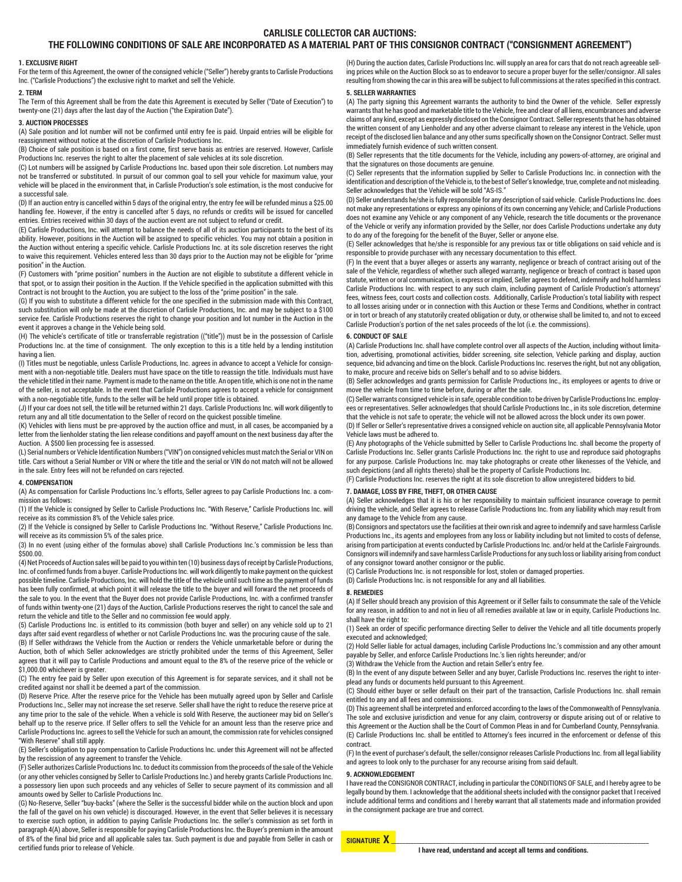# CARLISLE COLLECTOR CAR AUCTIONS:

## THE FOLLOWING CONDITIONS OF SALE ARE INCORPORATED AS A MATERIAL PART OF THIS CONSIGNOR CONTRACT ("CONSIGNMENT AGREEMENT")

### 1. EXCLUSIVE RIGHT

For the term of this Agreement, the owner of the consigned vehicle ("Seller") hereby grants to Carlisle Productions Inc. ("Carlisle Productions") the exclusive right to market and sell the Vehicle.

### 2. TERM

The Term of this Agreement shall be from the date this Agreement is executed by Seller ("Date of Execution") to twenty-one (21) days after the last day of the Auction ("the Expiration Date").

### 3. AUCTION PROCESSES

(A) Sale position and lot number will not be confirmed until entry fee is paid. Unpaid entries will be eligible for reassignment without notice at the discretion of Carlisle Productions Inc.

(B) Choice of sale position is based on a first come, first serve basis as entries are reserved. However, Carlisle Productions Inc. reserves the right to alter the placement of sale vehicles at its sole discretion.

(C) Lot numbers will be assigned by Carlisle Productions Inc. based upon their sole discretion. Lot numbers may not be transferred or substituted. In pursuit of our common goal to sell your vehicle for maximum value, your vehicle will be placed in the environment that, in Carlisle Production's sole estimation, is the most conducive for a successful sale.

(D) If an auction entry is cancelled within 5 days of the original entry, the entry fee will be refunded minus a $25.00 handling fee. However, if the entry is cancelled after 5 days, no refunds or credits will be issued for cancelled entries. Entries received within 30 days of the auction event are not subject to refund or credit.

(E) Carlisle Productions, Inc. will attempt to balance the needs of all of its auction participants to the best of its ability. However, positions in the Auction will be assigned to specific vehicles. You may not obtain a position in the Auction without entering a specific vehicle. Carlisle Productions Inc. at its sole discretion reserves the right to waive this requirement. Vehicles entered less than 30 days prior to the Auction may not be eligible for "prime position" in the Auction.

(F) Customers with "prime position" numbers in the Auction are not eligible to substitute a different vehicle in that spot, or to assign their position in the Auction. If the Vehicle specified in the application submitted with this Contract is not brought to the Auction, you are subject to the loss of the "prime position" in the sale.

(G) If you wish to substitute a different vehicle for the one specified in the submission made with this Contract, such substitution will only be made at the discretion of Carlisle Productions, Inc. and may be subject to a $100 service fee. Carlisle Productions reserves the right to change your position and lot number in the Auction in the event it approves a change in the Vehicle being sold.

(H) The vehicle's certificate of title or transferrable registration (("title")) must be in the possession of Carlisle Productions Inc. at the time of consignment. The only exception to this is a title held by a lending institution having a lien.

(I) Titles must be negotiable, unless Carlisle Productions, Inc. agrees in advance to accept a Vehicle for consignment with a non-negotiable title. Dealers must have space on the title to reassign the title. Individuals must have the vehicle titled in their name. Payment is made to the name on the title. An open title, which is one not in the name of the seller, is not acceptable. In the event that Carlisle Productions agrees to accept a vehicle for consignment with a non-negotiable title, funds to the seller will be held until proper title is obtained.

(J) If your car does not sell, the title will be returned within 21 days. Carlisle Productions Inc. will work diligently to return any and all title documentation to the Seller of record on the quickest possible timeline.

(K) Vehicles with liens must be pre-approved by the auction office and must, in all cases, be accompanied by a letter from the lienholder stating the lien release conditions and payoff amount on the next business day after the Auction. A $500 lien processing fee is assessed.

(L) Serial numbers or Vehicle Identification Numbers ("VIN") on consigned vehicles must match the Serial or VIN on title. Cars without a Serial Number or VIN or where the title and the serial or VIN do not match will not be allowed in the sale. Entry fees will not be refunded on cars rejected.

### 4. COMPENSATION

(A) As compensation for Carlisle Productions Inc.'s efforts, Seller agrees to pay Carlisle Productions Inc. a commission as follows:

(1) If the Vehicle is consigned by Seller to Carlisle Productions Inc. "With Reserve," Carlisle Productions Inc. will receive as its commission 8% of the Vehicle sales price.

(2) If the Vehicle is consigned by Seller to Carlisle Productions Inc. "Without Reserve," Carlisle Productions Inc. will receive as its commission 5% of the sales price.

(3) In no event (using either of the formulas above) shall Carlisle Productions Inc.'s commission be less than $500.00.

(4) Net Proceeds of Auction sales will be paid to you within ten (10) business days of receipt by Carlisle Productions, Inc. of confirmed funds from a buyer. Carlisle Productions Inc. will work diligently to make payment on the quickest possible timeline. Carlisle Productions, Inc. will hold the title of the vehicle until such time as the payment of funds has been fully confirmed, at which point it will release the title to the buyer and will forward the net proceeds of the sale to you. In the event that the Buyer does not provide Carlisle Productions, Inc. with a confirmed transfer of funds within twenty-one (21) days of the Auction, Carlisle Productions reserves the right to cancel the sale and return the vehicle and title to the Seller and no commission fee would apply.

(5) Carlisle Productions Inc. is entitled to its commission (both buyer and seller) on any vehicle sold up to 21 days after said event regardless of whether or not Carlisle Productions Inc. was the procuring cause of the sale.

(B) If Seller withdraws the Vehicle from the Auction or renders the Vehicle unmarketable before or during the Auction, both of which Seller acknowledges are strictly prohibited under the terms of this Agreement, Seller agrees that it will pay to Carlisle Productions and amount equal to the 8% of the reserve price of the vehicle or $1,000.00 whichever is greater.

(C) The entry fee paid by Seller upon execution of this Agreement is for separate services, and it shall not be credited against nor shall it be deemed a part of the commission.

(D) Reserve Price. After the reserve price for the Vehicle has been mutually agreed upon by Seller and Carlisle Productions Inc., Seller may not increase the set reserve. Seller shall have the right to reduce the reserve price at any time prior to the sale of the vehicle. When a vehicle is sold With Reserve, the auctioneer may bid on Seller's behalf up to the reserve price. If Seller offers to sell the Vehicle for an amount less than the reserve price and Carlisle Productions Inc. agrees to sell the Vehicle for such an amount, the commission rate for vehicles consigned "With Reserve" shall still apply.

(E) Seller's obligation to pay compensation to Carlisle Productions Inc. under this Agreement will not be affected by the rescission of any agreement to transfer the Vehicle.

(F) Seller authorizes Carlisle Productions Inc. to deduct its commission from the proceeds of the sale of the Vehicle (or any other vehicles consigned by Seller to Carlisle Productions Inc.) and hereby grants Carlisle Productions Inc. a possessory lien upon such proceeds and any vehicles of Seller to secure payment of its commission and all amounts owed by Seller to Carlisle Productions Inc.

(G) No-Reserve, Seller "buy-backs" (where the Seller is the successful bidder while on the auction block and upon the fall of the gavel on his own vehicle) is discouraged. However, in the event that Seller believes it is necessary to exercise such option, in addition to paying Carlisle Productions Inc. the seller's commission as set forth in paragraph 4(A) above, Seller is responsible for paying Carlisle Productions Inc. the Buyer's premium in the amount of 8% of the final bid price and all applicable sales tax. Such payment is due and payable from Seller in cash or certified funds prior to release of Vehicle.

(H) During the auction dates, Carlisle Productions Inc. will supply an area for cars that do not reach agreeable selling prices while on the Auction Block so as to endeavor to secure a proper buyer for the seller/consignor. All sales resulting from showing the car in this area will be subject to full commissions at the rates specified in this contract.

### 5. SELLER WARRANTIES

(A) The party signing this Agreement warrants the authority to bind the Owner of the vehicle. Seller expressly warrants that he has good and marketable title to the Vehicle, free and clear of all liens, encumbrances and adverse claims of any kind, except as expressly disclosed on the Consignor Contract. Seller represents that he has obtained the written consent of any Lienholder and any other adverse claimant to release any interest in the Vehicle, upon receipt of the disclosed lien balance and any other sums specifically shown on the Consignor Contract. Seller must immediately furnish evidence of such written consent.

(B) Seller represents that the title documents for the Vehicle, including any powers-of-attorney, are original and that the signatures on those documents are genuine.

(C) Seller represents that the information supplied by Seller to Carlisle Productions Inc. in connection with the identification and description of the Vehicle is, to the best of Seller's knowledge, true, complete and not misleading. Seller acknowledges that the Vehicle will be sold "AS-IS."

(D) Seller understands he/she is fully responsible for any description of said vehicle. Carlisle Productions Inc. does not make any representations or express any opinions of its own concerning any Vehicle; and Carlisle Productions does not examine any Vehicle or any component of any Vehicle, research the title documents or the provenance of the Vehicle or verify any information provided by the Seller, nor does Carlisle Productions undertake any duty to do any of the foregoing for the benefit of the Buyer, Seller or anyone else.

(E) Seller acknowledges that he/she is responsible for any previous tax or title obligations on said vehicle and is responsible to provide purchaser with any necessary documentation to this effect.

(F) In the event that a buyer alleges or asserts any warranty, negligence or breach of contract arising out of the sale of the Vehicle, regardless of whether such alleged warranty, negligence or breach of contract is based upon statute, written or oral communication, is express or implied, Seller agrees to defend, indemnify and hold harmless Carlisle Productions Inc. with respect to any such claim, including payment of Carlisle Production's attorneys' fees, witness fees, court costs and collection costs. Additionally, Carlisle Production's total liability with respect to all losses arising under or in connection with this Auction or these Terms and Conditions, whether in contract or in tort or breach of any statutorily created obligation or duty, or otherwise shall be limited to, and not to exceed Carlisle Production's portion of the net sales proceeds of the lot (i.e. the commissions).

### 6. CONDUCT OF SALE

(A) Carlisle Productions Inc. shall have complete control over all aspects of the Auction, including without limitation, advertising, promotional activities, bidder screening, site selection, Vehicle parking and display, auction sequence, bid advancing and time on the block. Carlisle Productions Inc. reserves the right, but not any obligation, to make, procure and receive bids on Seller's behalf and to so advise bidders.

(B) Seller acknowledges and grants permission for Carlisle Productions Inc., its employees or agents to drive or move the vehicle from time to time before, during or after the sale.

(C) Seller warrants consigned vehicle is in safe, operable condition to be driven by Carlisle Productions Inc. employees or representatives. Seller acknowledges that should Carlisle Productions Inc., in its sole discretion, determine that the vehicle is not safe to operate; the vehicle will not be allowed across the block under its own power.

(D) If Seller or Seller's representative drives a consigned vehicle on auction site, all applicable Pennsylvania Motor Vehicle laws must be adhered to.

(E) Any photographs of the Vehicle submitted by Seller to Carlisle Productions Inc. shall become the property of Carlisle Productions Inc. Seller grants Carlisle Productions Inc. the right to use and reproduce said photographs for any purpose. Carlisle Productions Inc. may take photographs or create other likenesses of the Vehicle, and such depictions (and all rights thereto) shall be the property of Carlisle Productions Inc.

(F) Carlisle Productions Inc. reserves the right at its sole discretion to allow unregistered bidders to bid.

### 7. DAMAGE, LOSS BY FIRE, THEFT, OR OTHER CAUSE

(A) Seller acknowledges that it is his or her responsibility to maintain sufficient insurance coverage to permit driving the vehicle, and Seller agrees to release Carlisle Productions Inc. from any liability which may result from any damage to the Vehicle from any cause.

(B) Consignors and spectators use the facilities at their own risk and agree to indemnify and save harmless Carlisle Productions Inc., its agents and employees from any loss or liability including but not limited to costs of defense, arising from participation at events conducted by Carlisle Productions Inc. and/or held at the Carlisle Fairgrounds. Consignors will indemnify and save harmless Carlisle Productions for any such loss or liability arising from conduct of any consignor toward another consignor or the public.

(C) Carlisle Productions Inc. is not responsible for lost, stolen or damaged properties.

(D) Carlisle Productions Inc. is not responsible for any and all liabilities.

### 8. REMEDIES

(A) If Seller should breach any provision of this Agreement or if Seller fails to consummate the sale of the Vehicle for any reason, in addition to and not in lieu of all remedies available at law or in equity, Carlisle Productions Inc. shall have the right to:

(1) Seek an order of specific performance directing Seller to deliver the Vehicle and all title documents properly executed and acknowledged;

(2) Hold Seller liable for actual damages, including Carlisle Productions Inc.'s commission and any other amount payable by Seller, and enforce Carlisle Productions Inc.'s lien rights hereunder; and/or

(3) Withdraw the Vehicle from the Auction and retain Seller's entry fee.

(B) In the event of any dispute between Seller and any buyer, Carlisle Productions Inc. reserves the right to interplead any funds or documents held pursuant to this Agreement.

(C) Should either buyer or seller default on their part of the transaction, Carlisle Productions Inc. shall remain entitled to any and all fees and commissions.

(D) This agreement shall be interpreted and enforced according to the laws of the Commonwealth of Pennsylvania. The sole and exclusive jurisdiction and venue for any claim, controversy or dispute arising out of or relative to this Agreement or the Auction shall be the Court of Common Pleas in and for Cumberland County, Pennsylvania.

(E) Carlisle Productions Inc. shall be entitled to Attorney's fees incurred in the enforcement or defense of this contract.

(F) In the event of purchaser's default, the seller/consignor releases Carlisle Productions Inc. from all legal liability and agrees to look only to the purchaser for any recourse arising from said default.

### 9. ACKNOWLEDGEMENT

I have read the CONSIGNOR CONTRACT, including in particular the CONDITIONS OF SALE, and I hereby agree to be legally bound by them. I acknowledge that the additional sheets included with the consignor packet that I received include additional terms and conditions and I hereby warrant that all statements made and information provided in the consignment package are true and correct.

**SIGNATURE X** ______________________________________________

**I have read, understand and accept all terms and conditions.**